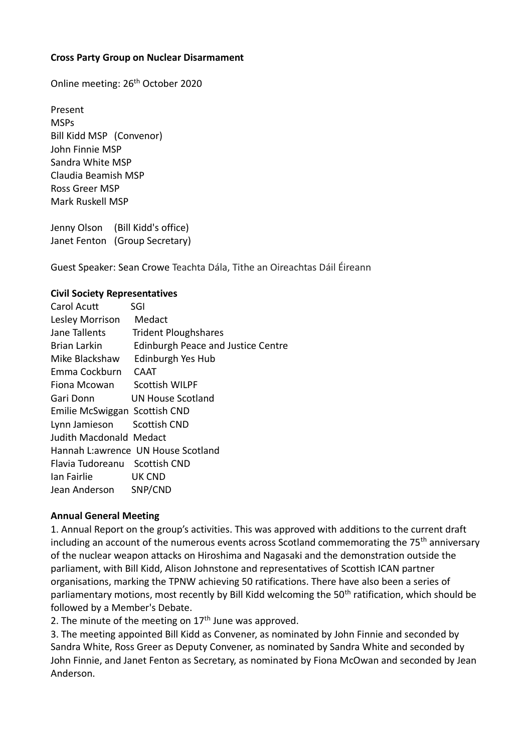**Cross Party Group on Nuclear Disarmament**

Online meeting: 26th October 2020

Present
MSPs
Bill Kidd MSP (Convenor)
John Finnie MSP
Sandra White MSP
Claudia Beamish MSP
Ross Greer MSP
Mark Ruskell MSP

Jenny Olson (Bill Kidd's office)
Janet Fenton (Group Secretary)

Guest Speaker: Sean Crowe Teachta Dála, Tithe an Oireachtas Dáil Éireann

**Civil Society Representatives**

| | |
|---|---|
| Carol Acutt | SGI |
| Lesley Morrison | Medact |
| Jane Tallents | Trident Ploughshares |
| Brian Larkin | Edinburgh Peace and Justice Centre |
| Mike Blackshaw | Edinburgh Yes Hub |
| Emma Cockburn | CAAT |
| Fiona Mcowan | Scottish WILPF |
| Gari Donn | UN House Scotland |
| Emilie McSwiggan | Scottish CND |
| Lynn Jamieson | Scottish CND |
| Judith Macdonald | Medact |
| Hannah L:awrence | UN House Scotland |
| Flavia Tudoreanu | Scottish CND |
| Ian Fairlie | UK CND |
| Jean Anderson | SNP/CND |

**Annual General Meeting**

1. Annual Report on the group's activities. This was approved with additions to the current draft including an account of the numerous events across Scotland commemorating the 75th anniversary of the nuclear weapon attacks on Hiroshima and Nagasaki and the demonstration outside the parliament, with Bill Kidd, Alison Johnstone and representatives of Scottish ICAN partner organisations, marking the TPNW achieving 50 ratifications. There have also been a series of parliamentary motions, most recently by Bill Kidd welcoming the 50th ratification, which should be followed by a Member's Debate.
2. The minute of the meeting on 17th June was approved.
3. The meeting appointed Bill Kidd as Convener, as nominated by John Finnie and seconded by Sandra White, Ross Greer as Deputy Convener, as nominated by Sandra White and seconded by John Finnie, and Janet Fenton as Secretary, as nominated by Fiona McOwan and seconded by Jean Anderson.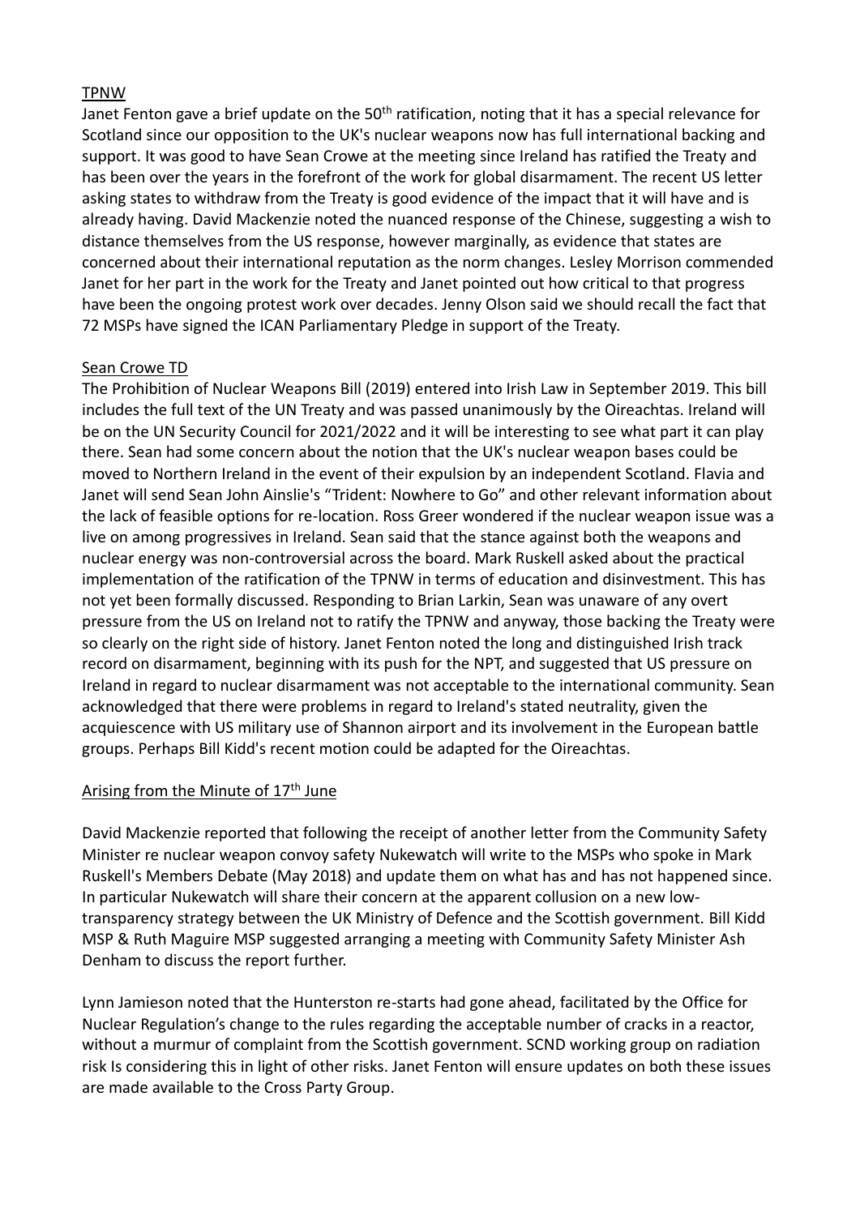## TPNW

Janet Fenton gave a brief update on the 50th ratification, noting that it has a special relevance for Scotland since our opposition to the UK's nuclear weapons now has full international backing and support. It was good to have Sean Crowe at the meeting since Ireland has ratified the Treaty and has been over the years in the forefront of the work for global disarmament. The recent US letter asking states to withdraw from the Treaty is good evidence of the impact that it will have and is already having. David Mackenzie noted the nuanced response of the Chinese, suggesting a wish to distance themselves from the US response, however marginally, as evidence that states are concerned about their international reputation as the norm changes. Lesley Morrison commended Janet for her part in the work for the Treaty and Janet pointed out how critical to that progress have been the ongoing protest work over decades. Jenny Olson said we should recall the fact that 72 MSPs have signed the ICAN Parliamentary Pledge in support of the Treaty.

## Sean Crowe TD

The Prohibition of Nuclear Weapons Bill (2019) entered into Irish Law in September 2019. This bill includes the full text of the UN Treaty and was passed unanimously by the Oireachtas. Ireland will be on the UN Security Council for 2021/2022 and it will be interesting to see what part it can play there. Sean had some concern about the notion that the UK's nuclear weapon bases could be moved to Northern Ireland in the event of their expulsion by an independent Scotland. Flavia and Janet will send Sean John Ainslie's "Trident: Nowhere to Go" and other relevant information about the lack of feasible options for re-location. Ross Greer wondered if the nuclear weapon issue was a live on among progressives in Ireland. Sean said that the stance against both the weapons and nuclear energy was non-controversial across the board. Mark Ruskell asked about the practical implementation of the ratification of the TPNW in terms of education and disinvestment. This has not yet been formally discussed. Responding to Brian Larkin, Sean was unaware of any overt pressure from the US on Ireland not to ratify the TPNW and anyway, those backing the Treaty were so clearly on the right side of history. Janet Fenton noted the long and distinguished Irish track record on disarmament, beginning with its push for the NPT, and suggested that US pressure on Ireland in regard to nuclear disarmament was not acceptable to the international community. Sean acknowledged that there were problems in regard to Ireland's stated neutrality, given the acquiescence with US military use of Shannon airport and its involvement in the European battle groups. Perhaps Bill Kidd's recent motion could be adapted for the Oireachtas.

## Arising from the Minute of 17th June

David Mackenzie reported that following the receipt of another letter from the Community Safety Minister re nuclear weapon convoy safety Nukewatch will write to the MSPs who spoke in Mark Ruskell's Members Debate (May 2018) and update them on what has and has not happened since. In particular Nukewatch will share their concern at the apparent collusion on a new low-transparency strategy between the UK Ministry of Defence and the Scottish government. Bill Kidd MSP & Ruth Maguire MSP suggested arranging a meeting with Community Safety Minister Ash Denham to discuss the report further.

Lynn Jamieson noted that the Hunterston re-starts had gone ahead, facilitated by the Office for Nuclear Regulation's change to the rules regarding the acceptable number of cracks in a reactor, without a murmur of complaint from the Scottish government. SCND working group on radiation risk Is considering this in light of other risks. Janet Fenton will ensure updates on both these issues are made available to the Cross Party Group.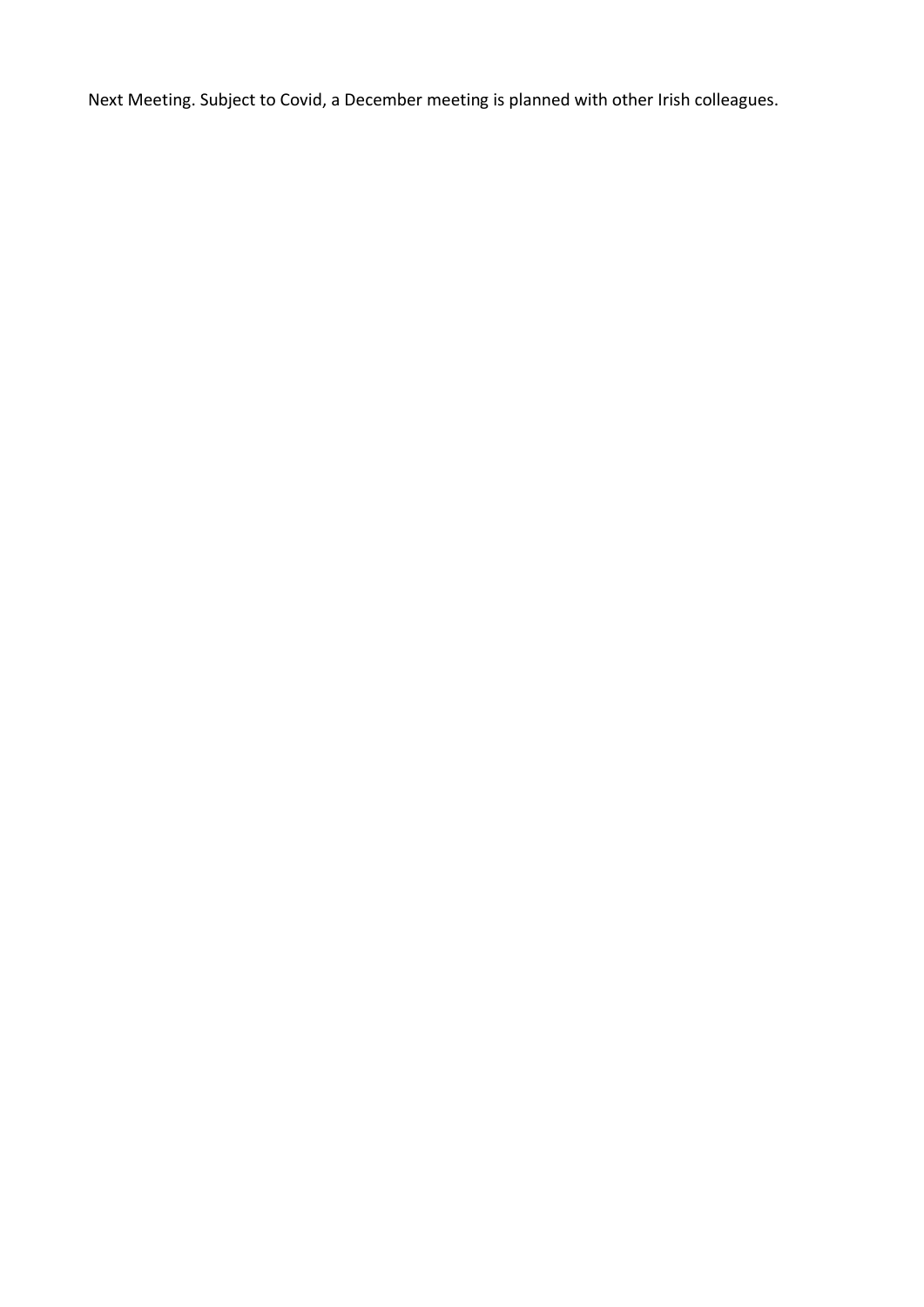Next Meeting. Subject to Covid, a December meeting is planned with other Irish colleagues.